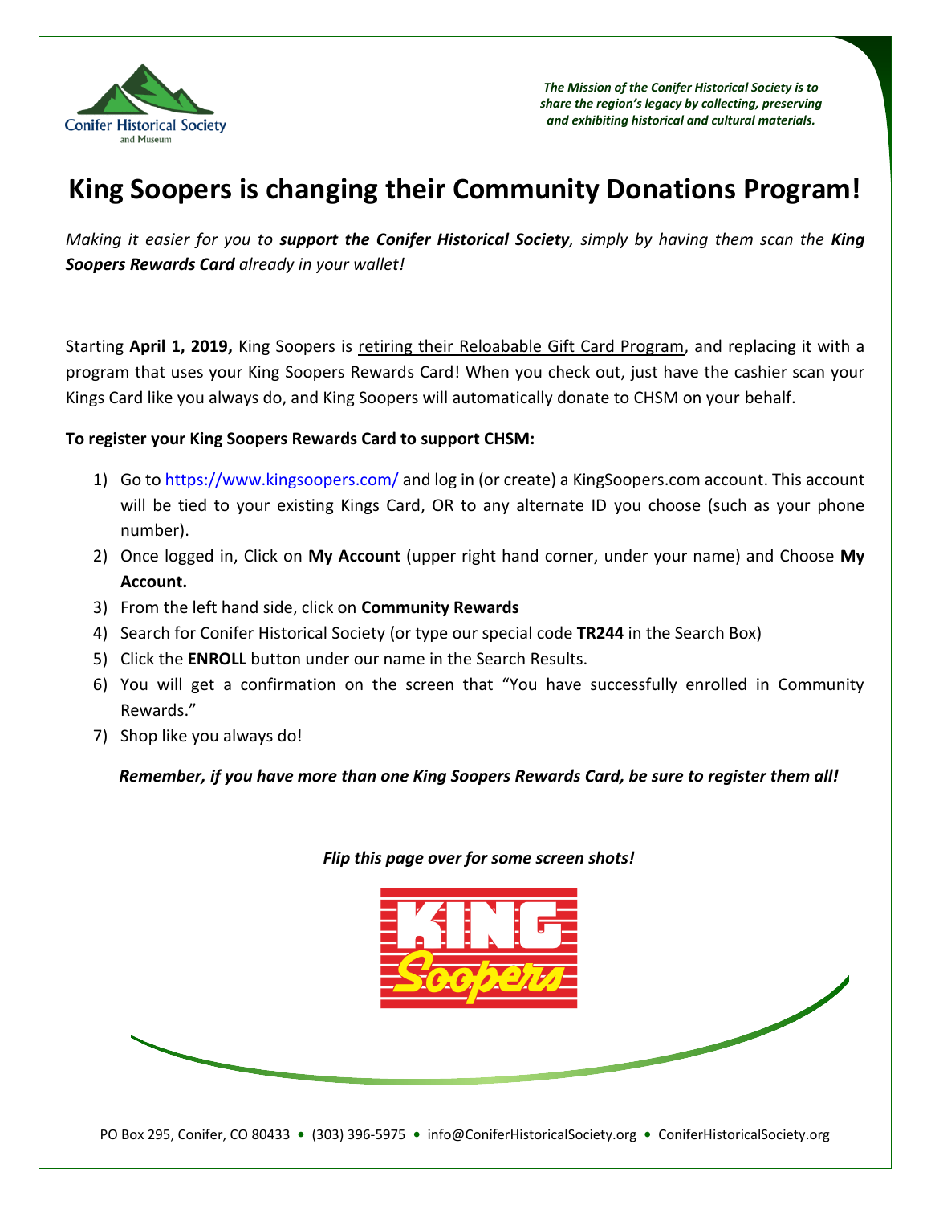Conifer Historical Society and Museum

***The Mission of the Conifer Historical Society is to share the region's legacy by collecting, preserving and exhibiting historical and cultural materials.***

# King Soopers is changing their Community Donations Program!

*Making it easier for you to **support the Conifer Historical Society**, simply by having them scan the **King Soopers Rewards Card** already in your wallet!*

Starting **April 1, 2019,** King Soopers is retiring their Reloabable Gift Card Program, and replacing it with a program that uses your King Soopers Rewards Card! When you check out, just have the cashier scan your Kings Card like you always do, and King Soopers will automatically donate to CHSM on your behalf.

**To register your King Soopers Rewards Card to support CHSM:**

1) Go to https://www.kingsoopers.com/ and log in (or create) a KingSoopers.com account. This account will be tied to your existing Kings Card, OR to any alternate ID you choose (such as your phone number).
2) Once logged in, Click on **My Account** (upper right hand corner, under your name) and Choose **My Account.**
3) From the left hand side, click on **Community Rewards**
4) Search for Conifer Historical Society (or type our special code **TR244** in the Search Box)
5) Click the **ENROLL** button under our name in the Search Results.
6) You will get a confirmation on the screen that "You have successfully enrolled in Community Rewards."
7) Shop like you always do!

***Remember, if you have more than one King Soopers Rewards Card, be sure to register them all!***

***Flip this page over for some screen shots!***

PO Box 295, Conifer, CO 80433 • (303) 396-5975 • info@ConiferHistoricalSociety.org • ConiferHistoricalSociety.org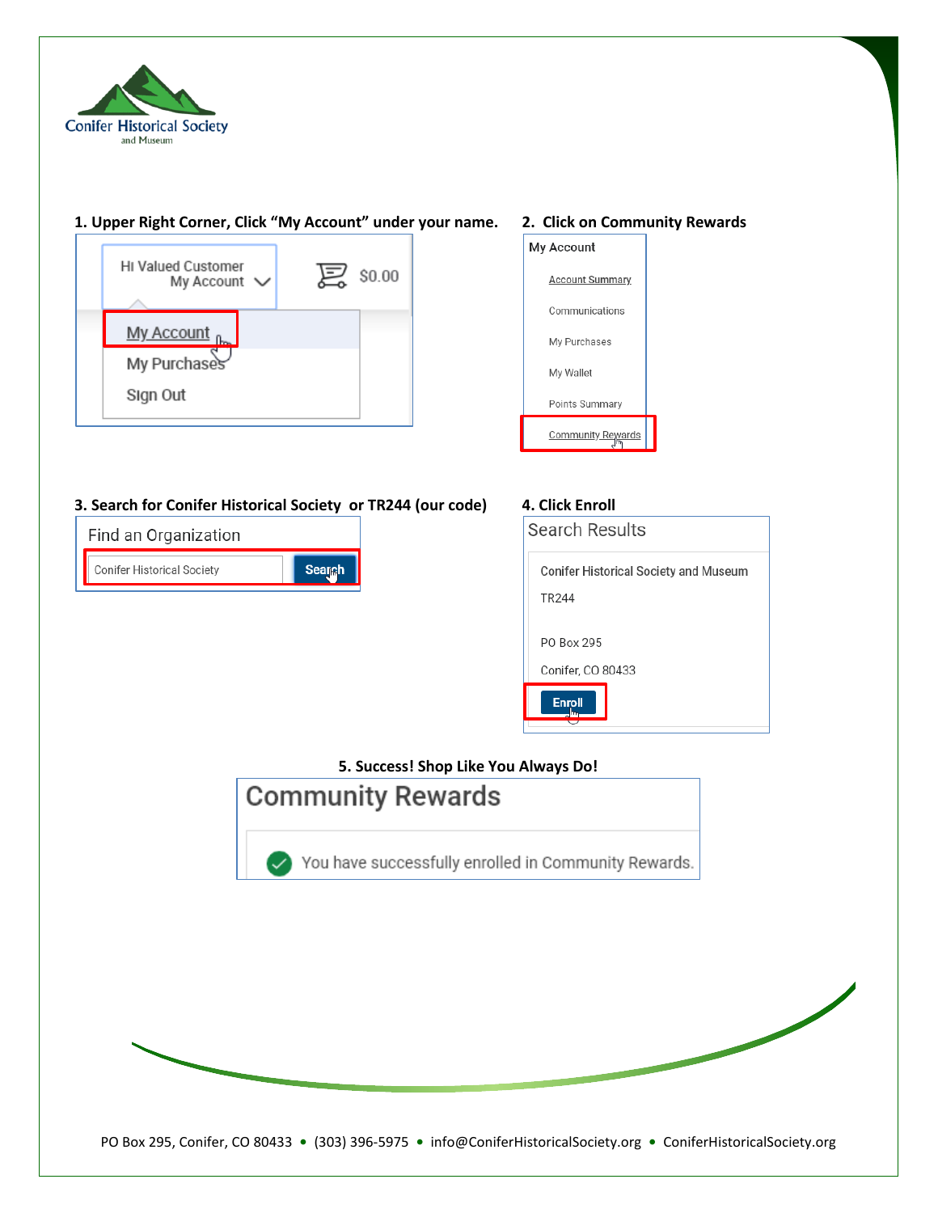Conifer Historical Society
and Museum

**1. Upper Right Corner, Click "My Account" under your name.**

Hi Valued Customer
My Account

$0.00

My Account
My Purchases
Sign Out

**2. Click on Community Rewards**

My Account

Account Summary
Communications
My Purchases
My Wallet
Points Summary
Community Rewards

**3. Search for Conifer Historical Society or TR244 (our code)**

Find an Organization

Conifer Historical Society | Search

**4. Click Enroll**

Search Results

Conifer Historical Society and Museum
TR244

PO Box 295
Conifer, CO 80433

Enroll

**5. Success! Shop Like You Always Do!**

Community Rewards

You have successfully enrolled in Community Rewards.

PO Box 295, Conifer, CO 80433 • (303) 396-5975 • info@ConiferHistoricalSociety.org • ConiferHistoricalSociety.org